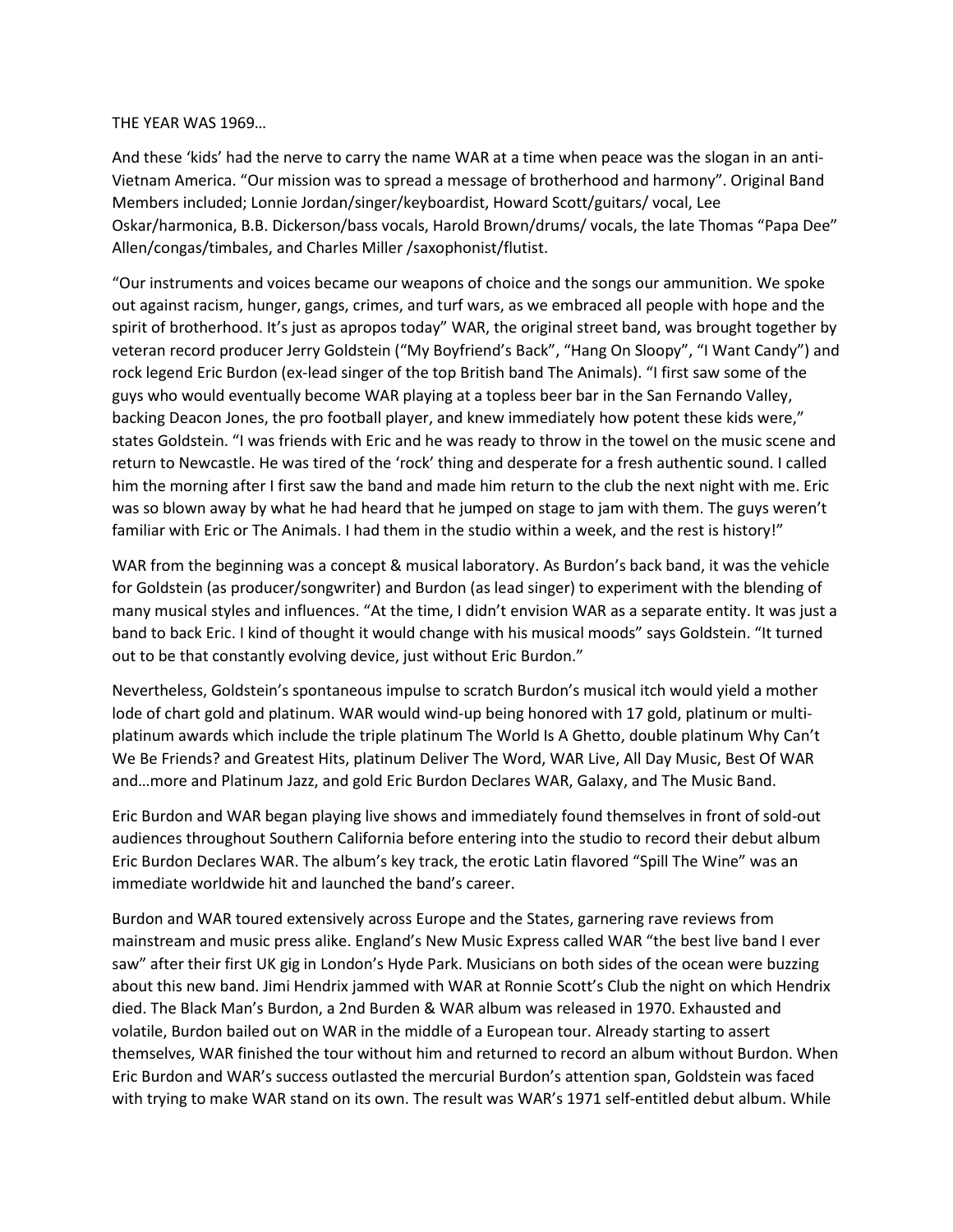THE YEAR WAS 1969…

And these 'kids' had the nerve to carry the name WAR at a time when peace was the slogan in an anti-Vietnam America. "Our mission was to spread a message of brotherhood and harmony". Original Band Members included; Lonnie Jordan/singer/keyboardist, Howard Scott/guitars/ vocal, Lee Oskar/harmonica, B.B. Dickerson/bass vocals, Harold Brown/drums/ vocals, the late Thomas "Papa Dee" Allen/congas/timbales, and Charles Miller /saxophonist/flutist.

"Our instruments and voices became our weapons of choice and the songs our ammunition. We spoke out against racism, hunger, gangs, crimes, and turf wars, as we embraced all people with hope and the spirit of brotherhood. It's just as apropos today" WAR, the original street band, was brought together by veteran record producer Jerry Goldstein ("My Boyfriend's Back", "Hang On Sloopy", "I Want Candy") and rock legend Eric Burdon (ex-lead singer of the top British band The Animals). "I first saw some of the guys who would eventually become WAR playing at a topless beer bar in the San Fernando Valley, backing Deacon Jones, the pro football player, and knew immediately how potent these kids were," states Goldstein. "I was friends with Eric and he was ready to throw in the towel on the music scene and return to Newcastle. He was tired of the 'rock' thing and desperate for a fresh authentic sound. I called him the morning after I first saw the band and made him return to the club the next night with me. Eric was so blown away by what he had heard that he jumped on stage to jam with them. The guys weren't familiar with Eric or The Animals. I had them in the studio within a week, and the rest is history!"

WAR from the beginning was a concept & musical laboratory. As Burdon's back band, it was the vehicle for Goldstein (as producer/songwriter) and Burdon (as lead singer) to experiment with the blending of many musical styles and influences. "At the time, I didn't envision WAR as a separate entity. It was just a band to back Eric. I kind of thought it would change with his musical moods" says Goldstein. "It turned out to be that constantly evolving device, just without Eric Burdon."

Nevertheless, Goldstein's spontaneous impulse to scratch Burdon's musical itch would yield a mother lode of chart gold and platinum. WAR would wind-up being honored with 17 gold, platinum or multi-platinum awards which include the triple platinum The World Is A Ghetto, double platinum Why Can't We Be Friends? and Greatest Hits, platinum Deliver The Word, WAR Live, All Day Music, Best Of WAR and…more and Platinum Jazz, and gold Eric Burdon Declares WAR, Galaxy, and The Music Band.

Eric Burdon and WAR began playing live shows and immediately found themselves in front of sold-out audiences throughout Southern California before entering into the studio to record their debut album Eric Burdon Declares WAR. The album's key track, the erotic Latin flavored "Spill The Wine" was an immediate worldwide hit and launched the band's career.

Burdon and WAR toured extensively across Europe and the States, garnering rave reviews from mainstream and music press alike. England's New Music Express called WAR "the best live band I ever saw" after their first UK gig in London's Hyde Park. Musicians on both sides of the ocean were buzzing about this new band. Jimi Hendrix jammed with WAR at Ronnie Scott's Club the night on which Hendrix died. The Black Man's Burdon, a 2nd Burden & WAR album was released in 1970. Exhausted and volatile, Burdon bailed out on WAR in the middle of a European tour. Already starting to assert themselves, WAR finished the tour without him and returned to record an album without Burdon. When Eric Burdon and WAR's success outlasted the mercurial Burdon's attention span, Goldstein was faced with trying to make WAR stand on its own. The result was WAR's 1971 self-entitled debut album. While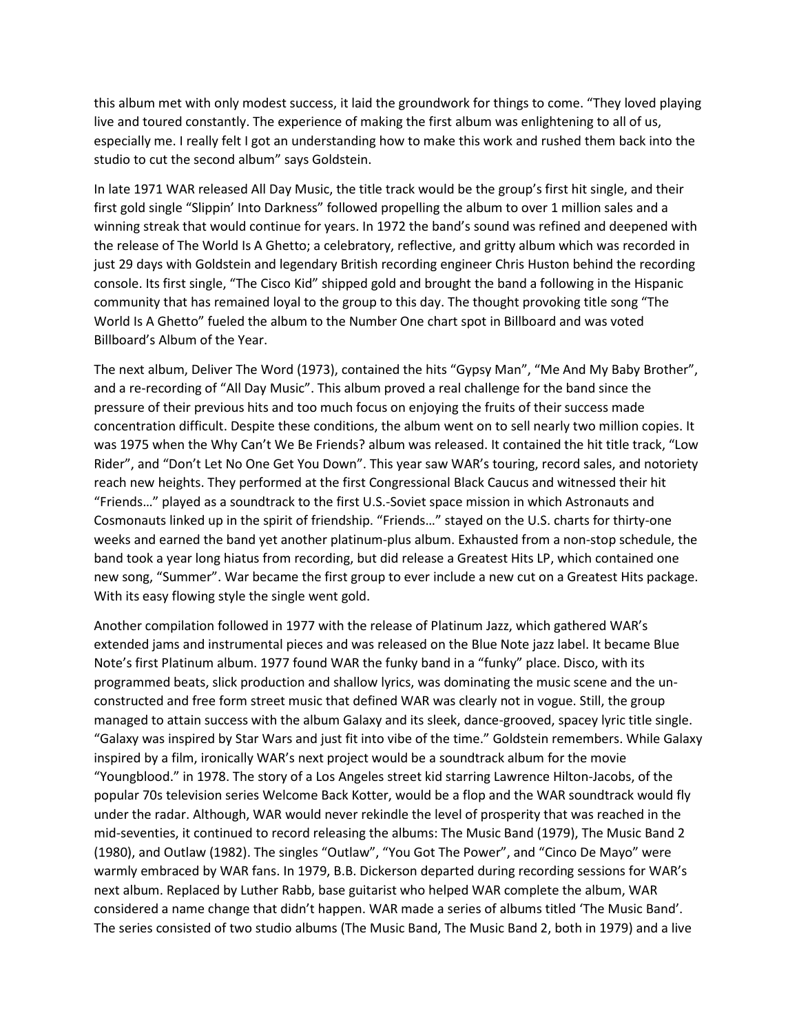this album met with only modest success, it laid the groundwork for things to come. "They loved playing live and toured constantly. The experience of making the first album was enlightening to all of us, especially me. I really felt I got an understanding how to make this work and rushed them back into the studio to cut the second album" says Goldstein.

In late 1971 WAR released All Day Music, the title track would be the group's first hit single, and their first gold single "Slippin' Into Darkness" followed propelling the album to over 1 million sales and a winning streak that would continue for years. In 1972 the band's sound was refined and deepened with the release of The World Is A Ghetto; a celebratory, reflective, and gritty album which was recorded in just 29 days with Goldstein and legendary British recording engineer Chris Huston behind the recording console. Its first single, "The Cisco Kid" shipped gold and brought the band a following in the Hispanic community that has remained loyal to the group to this day. The thought provoking title song "The World Is A Ghetto" fueled the album to the Number One chart spot in Billboard and was voted Billboard's Album of the Year.

The next album, Deliver The Word (1973), contained the hits "Gypsy Man", "Me And My Baby Brother", and a re-recording of "All Day Music". This album proved a real challenge for the band since the pressure of their previous hits and too much focus on enjoying the fruits of their success made concentration difficult. Despite these conditions, the album went on to sell nearly two million copies. It was 1975 when the Why Can't We Be Friends? album was released. It contained the hit title track, "Low Rider", and "Don't Let No One Get You Down". This year saw WAR's touring, record sales, and notoriety reach new heights. They performed at the first Congressional Black Caucus and witnessed their hit "Friends…" played as a soundtrack to the first U.S.-Soviet space mission in which Astronauts and Cosmonauts linked up in the spirit of friendship. "Friends…" stayed on the U.S. charts for thirty-one weeks and earned the band yet another platinum-plus album. Exhausted from a non-stop schedule, the band took a year long hiatus from recording, but did release a Greatest Hits LP, which contained one new song, "Summer". War became the first group to ever include a new cut on a Greatest Hits package. With its easy flowing style the single went gold.

Another compilation followed in 1977 with the release of Platinum Jazz, which gathered WAR's extended jams and instrumental pieces and was released on the Blue Note jazz label. It became Blue Note's first Platinum album. 1977 found WAR the funky band in a "funky" place. Disco, with its programmed beats, slick production and shallow lyrics, was dominating the music scene and the un-constructed and free form street music that defined WAR was clearly not in vogue. Still, the group managed to attain success with the album Galaxy and its sleek, dance-grooved, spacey lyric title single. "Galaxy was inspired by Star Wars and just fit into vibe of the time." Goldstein remembers. While Galaxy inspired by a film, ironically WAR's next project would be a soundtrack album for the movie "Youngblood." in 1978. The story of a Los Angeles street kid starring Lawrence Hilton-Jacobs, of the popular 70s television series Welcome Back Kotter, would be a flop and the WAR soundtrack would fly under the radar. Although, WAR would never rekindle the level of prosperity that was reached in the mid-seventies, it continued to record releasing the albums: The Music Band (1979), The Music Band 2 (1980), and Outlaw (1982). The singles "Outlaw", "You Got The Power", and "Cinco De Mayo" were warmly embraced by WAR fans. In 1979, B.B. Dickerson departed during recording sessions for WAR's next album. Replaced by Luther Rabb, base guitarist who helped WAR complete the album, WAR considered a name change that didn't happen. WAR made a series of albums titled 'The Music Band'. The series consisted of two studio albums (The Music Band, The Music Band 2, both in 1979) and a live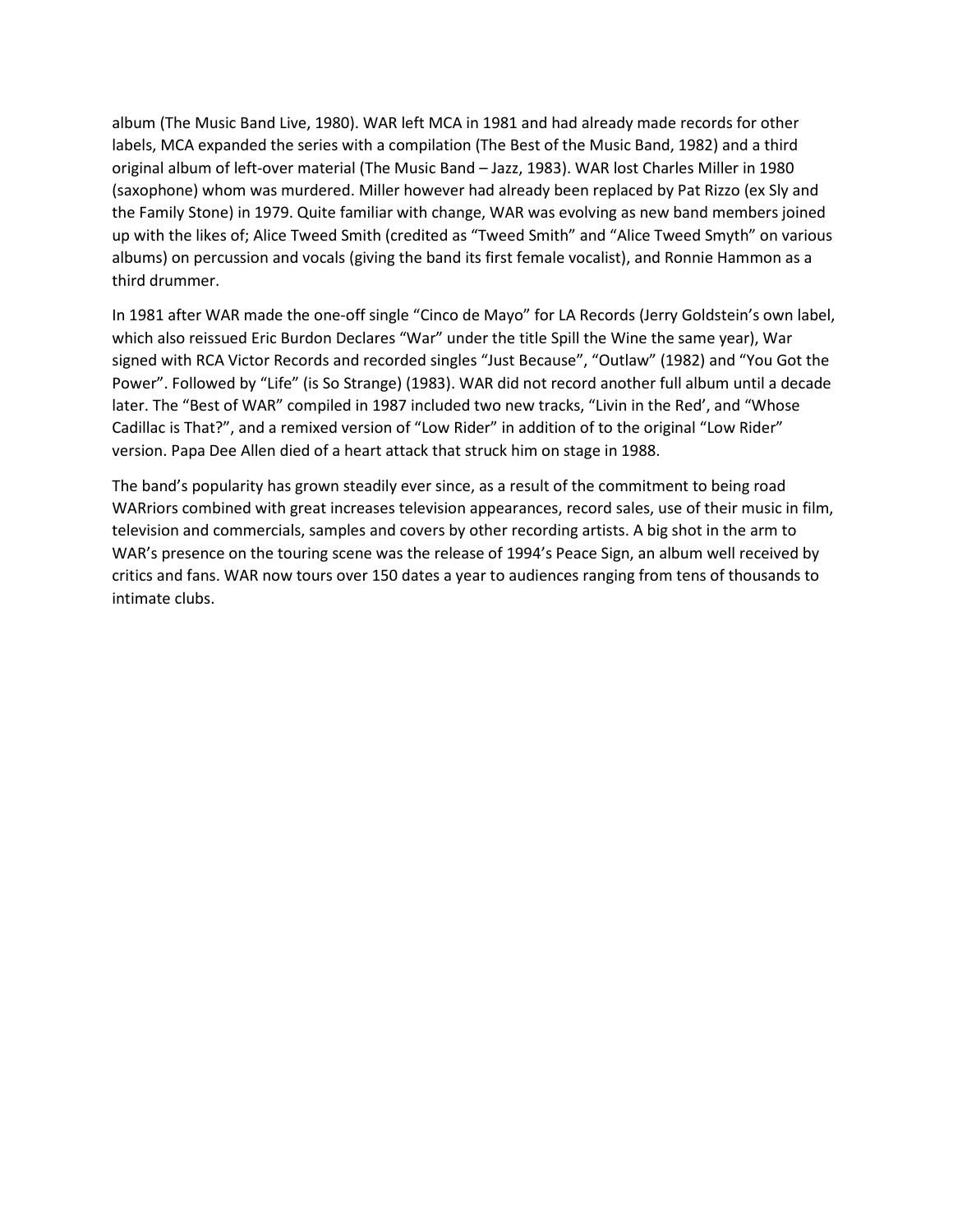album (The Music Band Live, 1980). WAR left MCA in 1981 and had already made records for other labels, MCA expanded the series with a compilation (The Best of the Music Band, 1982) and a third original album of left-over material (The Music Band – Jazz, 1983). WAR lost Charles Miller in 1980 (saxophone) whom was murdered. Miller however had already been replaced by Pat Rizzo (ex Sly and the Family Stone) in 1979. Quite familiar with change, WAR was evolving as new band members joined up with the likes of; Alice Tweed Smith (credited as "Tweed Smith" and "Alice Tweed Smyth" on various albums) on percussion and vocals (giving the band its first female vocalist), and Ronnie Hammon as a third drummer.

In 1981 after WAR made the one-off single "Cinco de Mayo" for LA Records (Jerry Goldstein's own label, which also reissued Eric Burdon Declares "War" under the title Spill the Wine the same year), War signed with RCA Victor Records and recorded singles "Just Because", "Outlaw" (1982) and "You Got the Power". Followed by "Life" (is So Strange) (1983). WAR did not record another full album until a decade later. The "Best of WAR" compiled in 1987 included two new tracks, "Livin in the Red', and "Whose Cadillac is That?", and a remixed version of "Low Rider" in addition of to the original "Low Rider" version. Papa Dee Allen died of a heart attack that struck him on stage in 1988.

The band's popularity has grown steadily ever since, as a result of the commitment to being road WARriors combined with great increases television appearances, record sales, use of their music in film, television and commercials, samples and covers by other recording artists. A big shot in the arm to WAR's presence on the touring scene was the release of 1994's Peace Sign, an album well received by critics and fans. WAR now tours over 150 dates a year to audiences ranging from tens of thousands to intimate clubs.